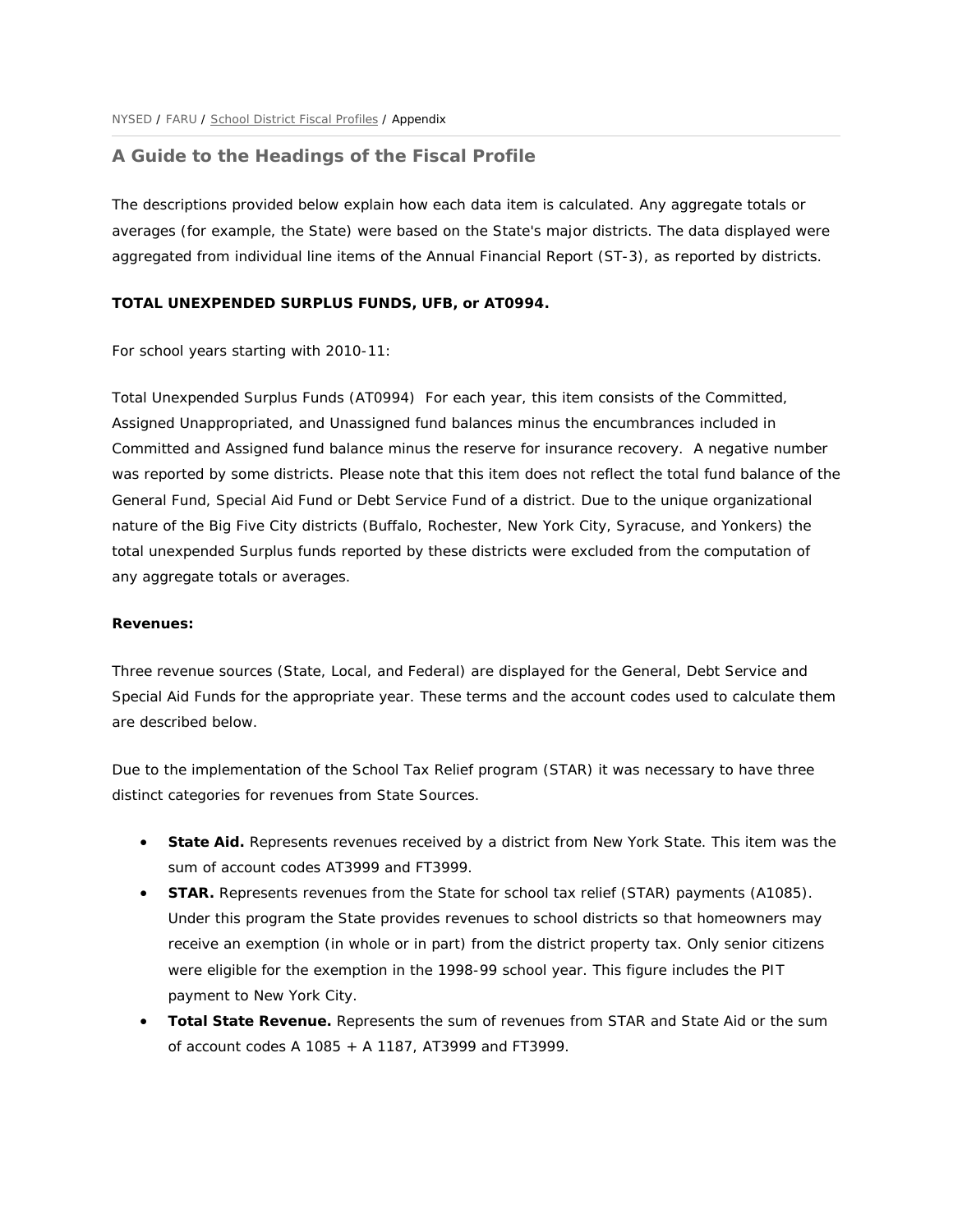NYSED / FARU / School District Fiscal Profiles / Appendix

## A Guide to the Headings of the Fiscal Profile

The descriptions provided below explain how each data item is calculated. Any aggregate totals or averages (for example, the State) were based on the State's major districts. The data displayed were aggregated from individual line items of the Annual Financial Report (ST-3), as reported by districts.

**TOTAL UNEXPENDED SURPLUS FUNDS, UFB, or AT0994.**

For school years starting with 2010-11:

Total Unexpended Surplus Funds (AT0994) For each year, this item consists of the Committed, Assigned Unappropriated, and Unassigned fund balances minus the encumbrances included in Committed and Assigned fund balance minus the reserve for insurance recovery. A negative number was reported by some districts. Please note that this item does not reflect the total fund balance of the General Fund, Special Aid Fund or Debt Service Fund of a district. Due to the unique organizational nature of the Big Five City districts (Buffalo, Rochester, New York City, Syracuse, and Yonkers) the total unexpended Surplus funds reported by these districts were excluded from the computation of any aggregate totals or averages.

**Revenues:**

Three revenue sources (State, Local, and Federal) are displayed for the General, Debt Service and Special Aid Funds for the appropriate year. These terms and the account codes used to calculate them are described below.

Due to the implementation of the School Tax Relief program (STAR) it was necessary to have three distinct categories for revenues from State Sources.

- **State Aid.** Represents revenues received by a district from New York State. This item was the sum of account codes AT3999 and FT3999.
- **STAR.** Represents revenues from the State for school tax relief (STAR) payments (A1085). Under this program the State provides revenues to school districts so that homeowners may receive an exemption (in whole or in part) from the district property tax. Only senior citizens were eligible for the exemption in the 1998-99 school year. This figure includes the PIT payment to New York City.
- **Total State Revenue.** Represents the sum of revenues from STAR and State Aid or the sum of account codes A 1085 + A 1187, AT3999 and FT3999.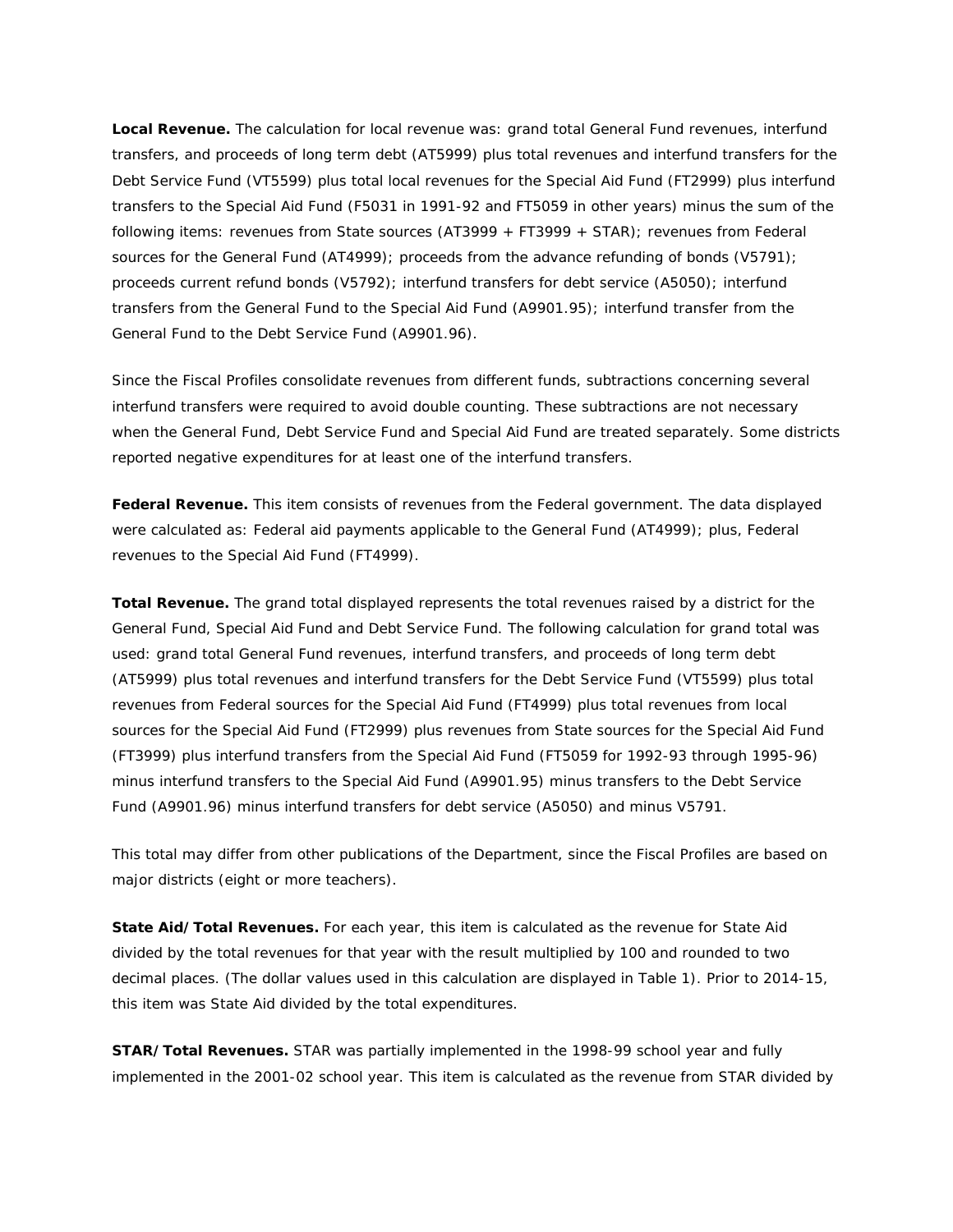**Local Revenue.** The calculation for local revenue was: grand total General Fund revenues, interfund transfers, and proceeds of long term debt (AT5999) plus total revenues and interfund transfers for the Debt Service Fund (VT5599) plus total local revenues for the Special Aid Fund (FT2999) plus interfund transfers to the Special Aid Fund (F5031 in 1991-92 and FT5059 in other years) minus the sum of the following items: revenues from State sources (AT3999 + FT3999 + STAR); revenues from Federal sources for the General Fund (AT4999); proceeds from the advance refunding of bonds (V5791); proceeds current refund bonds (V5792); interfund transfers for debt service (A5050); interfund transfers from the General Fund to the Special Aid Fund (A9901.95); interfund transfer from the General Fund to the Debt Service Fund (A9901.96).

Since the Fiscal Profiles consolidate revenues from different funds, subtractions concerning several interfund transfers were required to avoid double counting. These subtractions are not necessary when the General Fund, Debt Service Fund and Special Aid Fund are treated separately. Some districts reported negative expenditures for at least one of the interfund transfers.

**Federal Revenue.** This item consists of revenues from the Federal government. The data displayed were calculated as: Federal aid payments applicable to the General Fund (AT4999); plus, Federal revenues to the Special Aid Fund (FT4999).

**Total Revenue.** The grand total displayed represents the total revenues raised by a district for the General Fund, Special Aid Fund and Debt Service Fund. The following calculation for grand total was used: grand total General Fund revenues, interfund transfers, and proceeds of long term debt (AT5999) plus total revenues and interfund transfers for the Debt Service Fund (VT5599) plus total revenues from Federal sources for the Special Aid Fund (FT4999) plus total revenues from local sources for the Special Aid Fund (FT2999) plus revenues from State sources for the Special Aid Fund (FT3999) plus interfund transfers from the Special Aid Fund (FT5059 for 1992-93 through 1995-96) minus interfund transfers to the Special Aid Fund (A9901.95) minus transfers to the Debt Service Fund (A9901.96) minus interfund transfers for debt service (A5050) and minus V5791.

This total may differ from other publications of the Department, since the Fiscal Profiles are based on major districts (eight or more teachers).

**State Aid/Total Revenues.** For each year, this item is calculated as the revenue for State Aid divided by the total revenues for that year with the result multiplied by 100 and rounded to two decimal places. (The dollar values used in this calculation are displayed in Table 1). Prior to 2014-15, this item was State Aid divided by the total expenditures.

**STAR/Total Revenues.** STAR was partially implemented in the 1998-99 school year and fully implemented in the 2001-02 school year. This item is calculated as the revenue from STAR divided by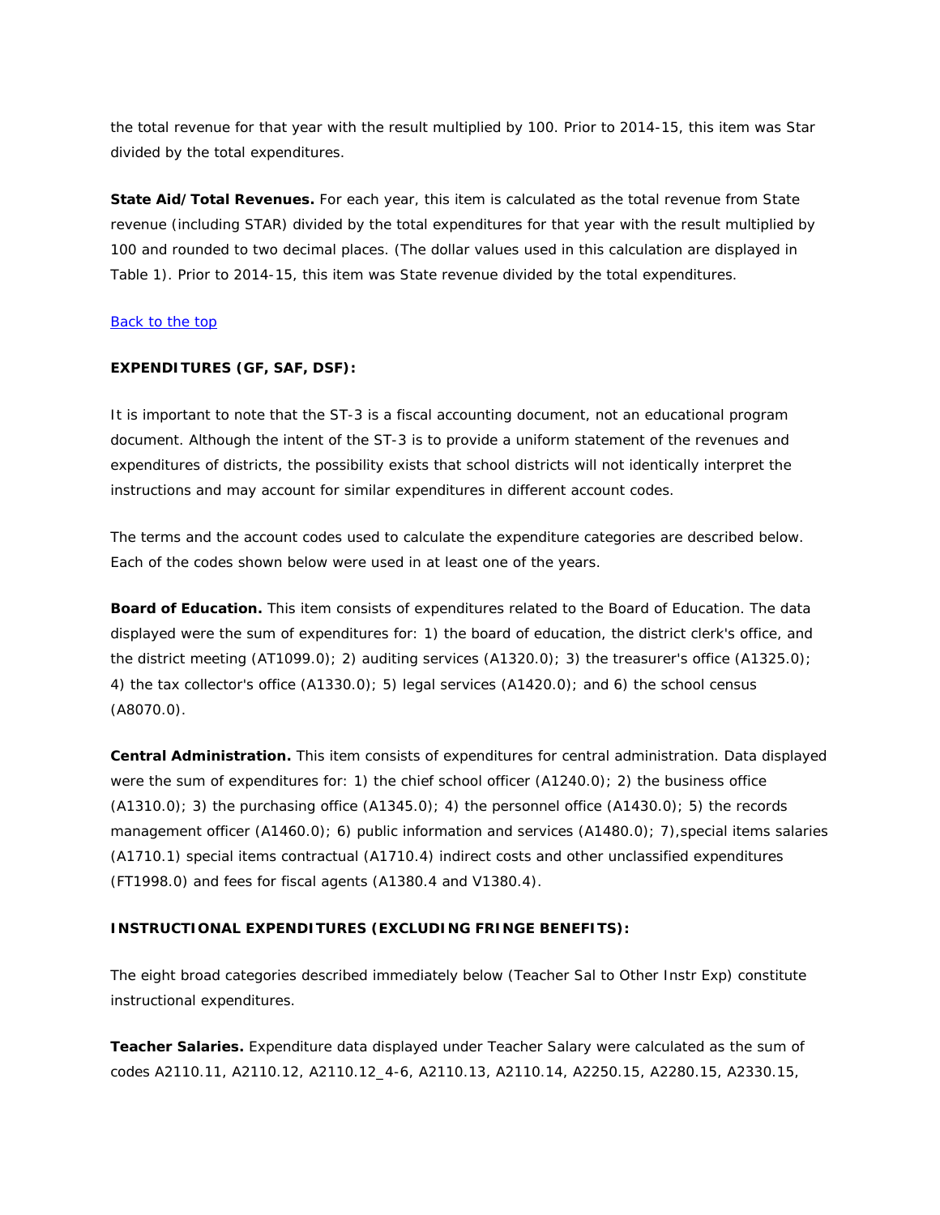the total revenue for that year with the result multiplied by 100. Prior to 2014-15, this item was Star divided by the total expenditures.

**State Aid/Total Revenues.** For each year, this item is calculated as the total revenue from State revenue (including STAR) divided by the total expenditures for that year with the result multiplied by 100 and rounded to two decimal places. (The dollar values used in this calculation are displayed in Table 1). Prior to 2014-15, this item was State revenue divided by the total expenditures.

[Back to the top]

**EXPENDITURES (GF, SAF, DSF):**

It is important to note that the ST-3 is a fiscal accounting document, not an educational program document. Although the intent of the ST-3 is to provide a uniform statement of the revenues and expenditures of districts, the possibility exists that school districts will not identically interpret the instructions and may account for similar expenditures in different account codes.

The terms and the account codes used to calculate the expenditure categories are described below. Each of the codes shown below were used in at least one of the years.

**Board of Education.** This item consists of expenditures related to the Board of Education. The data displayed were the sum of expenditures for: 1) the board of education, the district clerk's office, and the district meeting (AT1099.0); 2) auditing services (A1320.0); 3) the treasurer's office (A1325.0); 4) the tax collector's office (A1330.0); 5) legal services (A1420.0); and 6) the school census (A8070.0).

**Central Administration.** This item consists of expenditures for central administration. Data displayed were the sum of expenditures for: 1) the chief school officer (A1240.0); 2) the business office (A1310.0); 3) the purchasing office (A1345.0); 4) the personnel office (A1430.0); 5) the records management officer (A1460.0); 6) public information and services (A1480.0); 7),special items salaries (A1710.1) special items contractual (A1710.4) indirect costs and other unclassified expenditures (FT1998.0) and fees for fiscal agents (A1380.4 and V1380.4).

**INSTRUCTIONAL EXPENDITURES (EXCLUDING FRINGE BENEFITS):**

The eight broad categories described immediately below (Teacher Sal to Other Instr Exp) constitute instructional expenditures.

**Teacher Salaries.** Expenditure data displayed under Teacher Salary were calculated as the sum of codes A2110.11, A2110.12, A2110.12_4-6, A2110.13, A2110.14, A2250.15, A2280.15, A2330.15,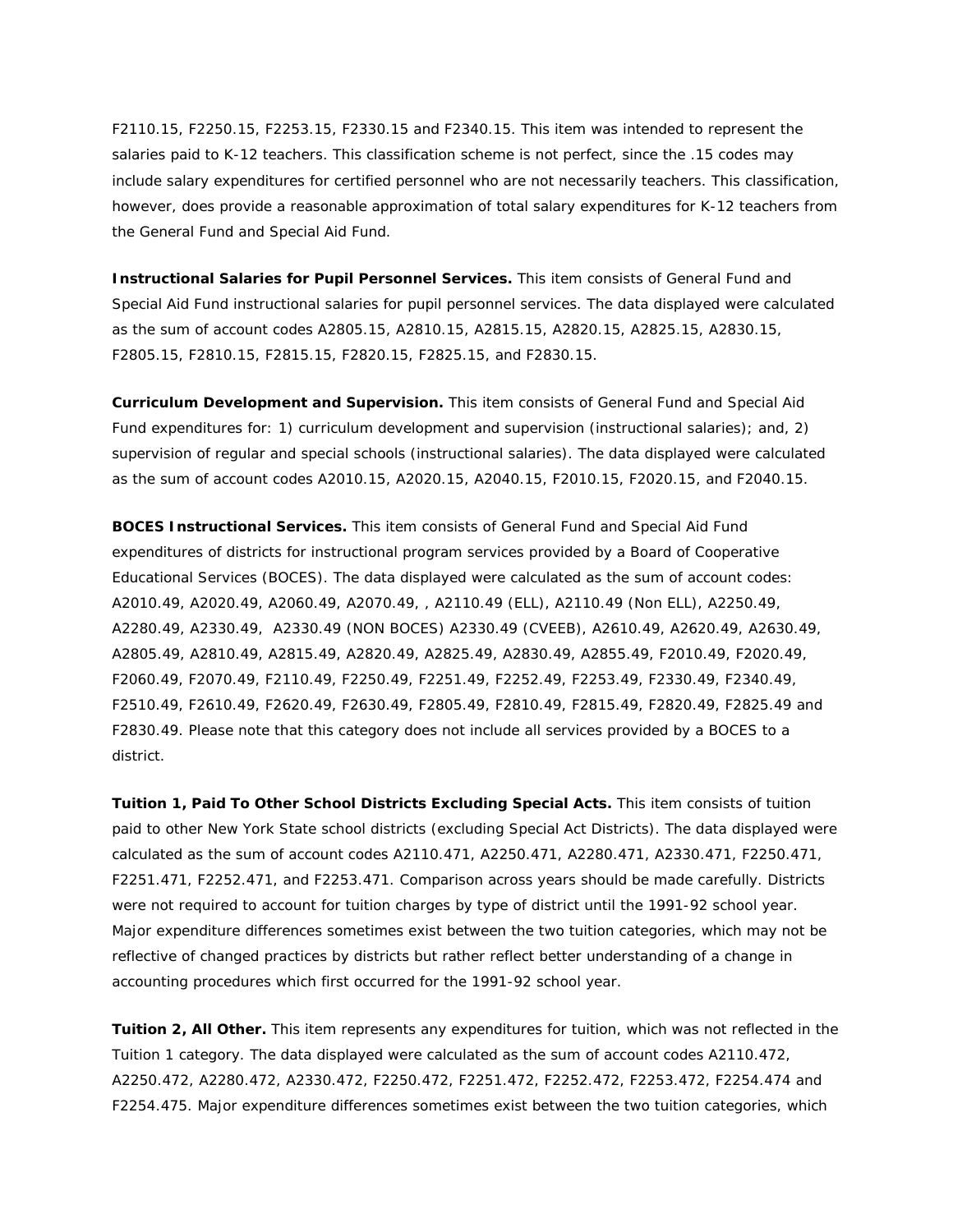F2110.15, F2250.15, F2253.15, F2330.15 and F2340.15. This item was intended to represent the salaries paid to K-12 teachers. This classification scheme is not perfect, since the .15 codes may include salary expenditures for certified personnel who are not necessarily teachers. This classification, however, does provide a reasonable approximation of total salary expenditures for K-12 teachers from the General Fund and Special Aid Fund.

**Instructional Salaries for Pupil Personnel Services.** This item consists of General Fund and Special Aid Fund instructional salaries for pupil personnel services. The data displayed were calculated as the sum of account codes A2805.15, A2810.15, A2815.15, A2820.15, A2825.15, A2830.15, F2805.15, F2810.15, F2815.15, F2820.15, F2825.15, and F2830.15.

**Curriculum Development and Supervision.** This item consists of General Fund and Special Aid Fund expenditures for: 1) curriculum development and supervision (instructional salaries); and, 2) supervision of regular and special schools (instructional salaries). The data displayed were calculated as the sum of account codes A2010.15, A2020.15, A2040.15, F2010.15, F2020.15, and F2040.15.

**BOCES Instructional Services.** This item consists of General Fund and Special Aid Fund expenditures of districts for instructional program services provided by a Board of Cooperative Educational Services (BOCES). The data displayed were calculated as the sum of account codes: A2010.49, A2020.49, A2060.49, A2070.49, , A2110.49 (ELL), A2110.49 (Non ELL), A2250.49, A2280.49, A2330.49, A2330.49 (NON BOCES) A2330.49 (CVEEB), A2610.49, A2620.49, A2630.49, A2805.49, A2810.49, A2815.49, A2820.49, A2825.49, A2830.49, A2855.49, F2010.49, F2020.49, F2060.49, F2070.49, F2110.49, F2250.49, F2251.49, F2252.49, F2253.49, F2330.49, F2340.49, F2510.49, F2610.49, F2620.49, F2630.49, F2805.49, F2810.49, F2815.49, F2820.49, F2825.49 and F2830.49. Please note that this category does not include all services provided by a BOCES to a district.

**Tuition 1, Paid To Other School Districts Excluding Special Acts.** This item consists of tuition paid to other New York State school districts (excluding Special Act Districts). The data displayed were calculated as the sum of account codes A2110.471, A2250.471, A2280.471, A2330.471, F2250.471, F2251.471, F2252.471, and F2253.471. Comparison across years should be made carefully. Districts were not required to account for tuition charges by type of district until the 1991-92 school year. Major expenditure differences sometimes exist between the two tuition categories, which may not be reflective of changed practices by districts but rather reflect better understanding of a change in accounting procedures which first occurred for the 1991-92 school year.

**Tuition 2, All Other.** This item represents any expenditures for tuition, which was not reflected in the Tuition 1 category. The data displayed were calculated as the sum of account codes A2110.472, A2250.472, A2280.472, A2330.472, F2250.472, F2251.472, F2252.472, F2253.472, F2254.474 and F2254.475. Major expenditure differences sometimes exist between the two tuition categories, which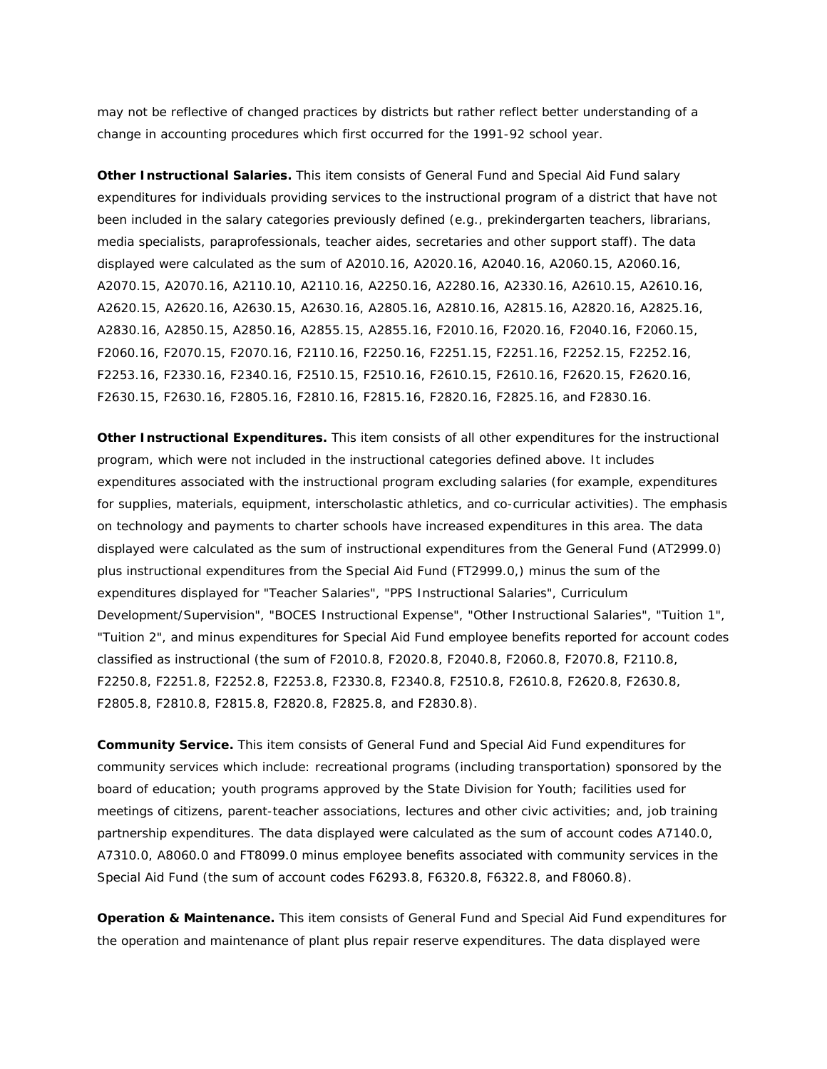may not be reflective of changed practices by districts but rather reflect better understanding of a change in accounting procedures which first occurred for the 1991-92 school year.

**Other Instructional Salaries.** This item consists of General Fund and Special Aid Fund salary expenditures for individuals providing services to the instructional program of a district that have not been included in the salary categories previously defined (e.g., prekindergarten teachers, librarians, media specialists, paraprofessionals, teacher aides, secretaries and other support staff). The data displayed were calculated as the sum of A2010.16, A2020.16, A2040.16, A2060.15, A2060.16, A2070.15, A2070.16, A2110.10, A2110.16, A2250.16, A2280.16, A2330.16, A2610.15, A2610.16, A2620.15, A2620.16, A2630.15, A2630.16, A2805.16, A2810.16, A2815.16, A2820.16, A2825.16, A2830.16, A2850.15, A2850.16, A2855.15, A2855.16, F2010.16, F2020.16, F2040.16, F2060.15, F2060.16, F2070.15, F2070.16, F2110.16, F2250.16, F2251.15, F2251.16, F2252.15, F2252.16, F2253.16, F2330.16, F2340.16, F2510.15, F2510.16, F2610.15, F2610.16, F2620.15, F2620.16, F2630.15, F2630.16, F2805.16, F2810.16, F2815.16, F2820.16, F2825.16, and F2830.16.

**Other Instructional Expenditures.** This item consists of all other expenditures for the instructional program, which were not included in the instructional categories defined above. It includes expenditures associated with the instructional program excluding salaries (for example, expenditures for supplies, materials, equipment, interscholastic athletics, and co-curricular activities). The emphasis on technology and payments to charter schools have increased expenditures in this area. The data displayed were calculated as the sum of instructional expenditures from the General Fund (AT2999.0) plus instructional expenditures from the Special Aid Fund (FT2999.0,) minus the sum of the expenditures displayed for "Teacher Salaries", "PPS Instructional Salaries", Curriculum Development/Supervision", "BOCES Instructional Expense", "Other Instructional Salaries", "Tuition 1", "Tuition 2", and minus expenditures for Special Aid Fund employee benefits reported for account codes classified as instructional (the sum of F2010.8, F2020.8, F2040.8, F2060.8, F2070.8, F2110.8, F2250.8, F2251.8, F2252.8, F2253.8, F2330.8, F2340.8, F2510.8, F2610.8, F2620.8, F2630.8, F2805.8, F2810.8, F2815.8, F2820.8, F2825.8, and F2830.8).

**Community Service.** This item consists of General Fund and Special Aid Fund expenditures for community services which include: recreational programs (including transportation) sponsored by the board of education; youth programs approved by the State Division for Youth; facilities used for meetings of citizens, parent-teacher associations, lectures and other civic activities; and, job training partnership expenditures. The data displayed were calculated as the sum of account codes A7140.0, A7310.0, A8060.0 and FT8099.0 minus employee benefits associated with community services in the Special Aid Fund (the sum of account codes F6293.8, F6320.8, F6322.8, and F8060.8).

**Operation & Maintenance.** This item consists of General Fund and Special Aid Fund expenditures for the operation and maintenance of plant plus repair reserve expenditures. The data displayed were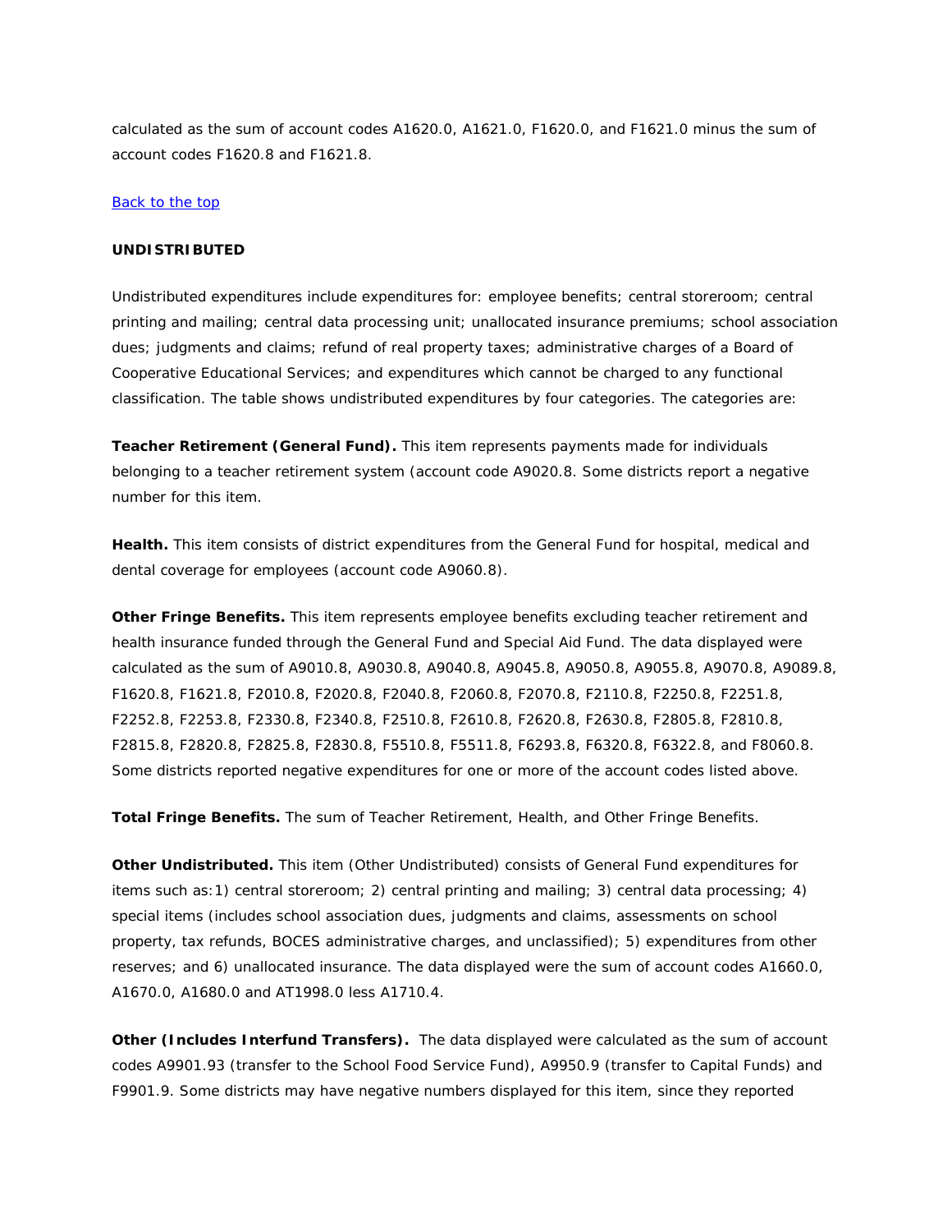calculated as the sum of account codes A1620.0, A1621.0, F1620.0, and F1621.0 minus the sum of account codes F1620.8 and F1621.8.

[Back to the top](#)

**UNDISTRIBUTED**

Undistributed expenditures include expenditures for: employee benefits; central storeroom; central printing and mailing; central data processing unit; unallocated insurance premiums; school association dues; judgments and claims; refund of real property taxes; administrative charges of a Board of Cooperative Educational Services; and expenditures which cannot be charged to any functional classification. The table shows undistributed expenditures by four categories. The categories are:

**Teacher Retirement (General Fund).** This item represents payments made for individuals belonging to a teacher retirement system (account code A9020.8. Some districts report a negative number for this item.

**Health.** This item consists of district expenditures from the General Fund for hospital, medical and dental coverage for employees (account code A9060.8).

**Other Fringe Benefits.** This item represents employee benefits excluding teacher retirement and health insurance funded through the General Fund and Special Aid Fund. The data displayed were calculated as the sum of A9010.8, A9030.8, A9040.8, A9045.8, A9050.8, A9055.8, A9070.8, A9089.8, F1620.8, F1621.8, F2010.8, F2020.8, F2040.8, F2060.8, F2070.8, F2110.8, F2250.8, F2251.8, F2252.8, F2253.8, F2330.8, F2340.8, F2510.8, F2610.8, F2620.8, F2630.8, F2805.8, F2810.8, F2815.8, F2820.8, F2825.8, F2830.8, F5510.8, F5511.8, F6293.8, F6320.8, F6322.8, and F8060.8. Some districts reported negative expenditures for one or more of the account codes listed above.

**Total Fringe Benefits.** The sum of Teacher Retirement, Health, and Other Fringe Benefits.

**Other Undistributed.** This item (Other Undistributed) consists of General Fund expenditures for items such as:1) central storeroom; 2) central printing and mailing; 3) central data processing; 4) special items (includes school association dues, judgments and claims, assessments on school property, tax refunds, BOCES administrative charges, and unclassified); 5) expenditures from other reserves; and 6) unallocated insurance. The data displayed were the sum of account codes A1660.0, A1670.0, A1680.0 and AT1998.0 less A1710.4.

**Other (Includes Interfund Transfers).** The data displayed were calculated as the sum of account codes A9901.93 (transfer to the School Food Service Fund), A9950.9 (transfer to Capital Funds) and F9901.9. Some districts may have negative numbers displayed for this item, since they reported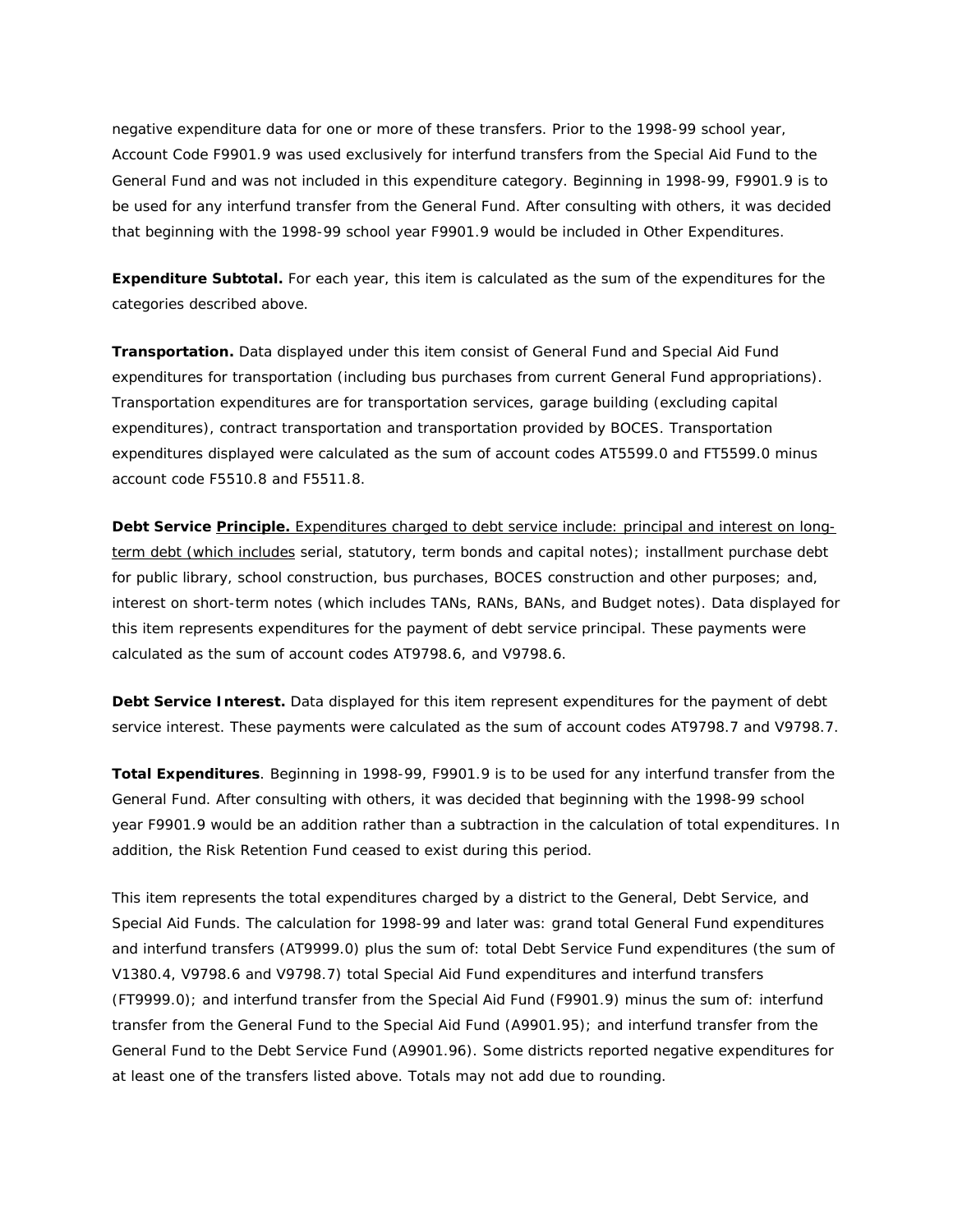negative expenditure data for one or more of these transfers. Prior to the 1998-99 school year, Account Code F9901.9 was used exclusively for interfund transfers from the Special Aid Fund to the General Fund and was not included in this expenditure category. Beginning in 1998-99, F9901.9 is to be used for any interfund transfer from the General Fund. After consulting with others, it was decided that beginning with the 1998-99 school year F9901.9 would be included in Other Expenditures.

**Expenditure Subtotal.** For each year, this item is calculated as the sum of the expenditures for the categories described above.

**Transportation.** Data displayed under this item consist of General Fund and Special Aid Fund expenditures for transportation (including bus purchases from current General Fund appropriations). Transportation expenditures are for transportation services, garage building (excluding capital expenditures), contract transportation and transportation provided by BOCES. Transportation expenditures displayed were calculated as the sum of account codes AT5599.0 and FT5599.0 minus account code F5510.8 and F5511.8.

**Debt Service <u>Principle.</u>** <u>Expenditures charged to debt service include: principal and interest on long-term debt (which includes</u> serial, statutory, term bonds and capital notes); installment purchase debt for public library, school construction, bus purchases, BOCES construction and other purposes; and, interest on short-term notes (which includes TANs, RANs, BANs, and Budget notes). Data displayed for this item represents expenditures for the payment of debt service principal. These payments were calculated as the sum of account codes AT9798.6, and V9798.6.

**Debt Service Interest.** Data displayed for this item represent expenditures for the payment of debt service interest. These payments were calculated as the sum of account codes AT9798.7 and V9798.7.

**Total Expenditures**. Beginning in 1998-99, F9901.9 is to be used for any interfund transfer from the General Fund. After consulting with others, it was decided that beginning with the 1998-99 school year F9901.9 would be an addition rather than a subtraction in the calculation of total expenditures. In addition, the Risk Retention Fund ceased to exist during this period.

This item represents the total expenditures charged by a district to the General, Debt Service, and Special Aid Funds. The calculation for 1998-99 and later was: grand total General Fund expenditures and interfund transfers (AT9999.0) plus the sum of: total Debt Service Fund expenditures (the sum of V1380.4, V9798.6 and V9798.7) total Special Aid Fund expenditures and interfund transfers (FT9999.0); and interfund transfer from the Special Aid Fund (F9901.9) minus the sum of: interfund transfer from the General Fund to the Special Aid Fund (A9901.95); and interfund transfer from the General Fund to the Debt Service Fund (A9901.96). Some districts reported negative expenditures for at least one of the transfers listed above. Totals may not add due to rounding.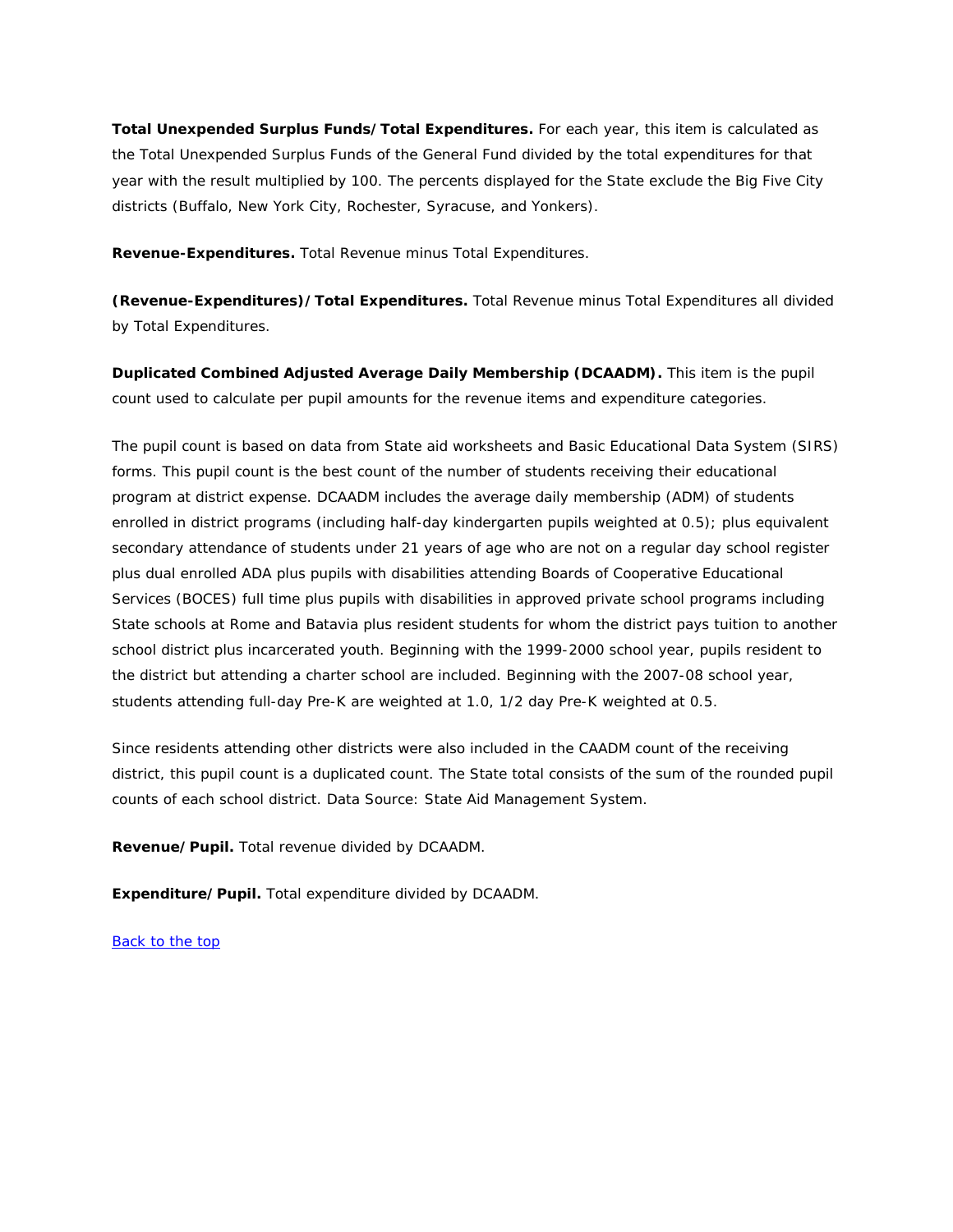**Total Unexpended Surplus Funds/Total Expenditures.** For each year, this item is calculated as the Total Unexpended Surplus Funds of the General Fund divided by the total expenditures for that year with the result multiplied by 100. The percents displayed for the State exclude the Big Five City districts (Buffalo, New York City, Rochester, Syracuse, and Yonkers).

**Revenue-Expenditures.** Total Revenue minus Total Expenditures.

**(Revenue-Expenditures)/Total Expenditures.** Total Revenue minus Total Expenditures all divided by Total Expenditures.

**Duplicated Combined Adjusted Average Daily Membership (DCAADM).** This item is the pupil count used to calculate per pupil amounts for the revenue items and expenditure categories.

The pupil count is based on data from State aid worksheets and Basic Educational Data System (SIRS) forms. This pupil count is the best count of the number of students receiving their educational program at district expense. DCAADM includes the average daily membership (ADM) of students enrolled in district programs (including half-day kindergarten pupils weighted at 0.5); plus equivalent secondary attendance of students under 21 years of age who are not on a regular day school register plus dual enrolled ADA plus pupils with disabilities attending Boards of Cooperative Educational Services (BOCES) full time plus pupils with disabilities in approved private school programs including State schools at Rome and Batavia plus resident students for whom the district pays tuition to another school district plus incarcerated youth. Beginning with the 1999-2000 school year, pupils resident to the district but attending a charter school are included. Beginning with the 2007-08 school year, students attending full-day Pre-K are weighted at 1.0, 1/2 day Pre-K weighted at 0.5.

Since residents attending other districts were also included in the CAADM count of the receiving district, this pupil count is a duplicated count. The State total consists of the sum of the rounded pupil counts of each school district. Data Source: State Aid Management System.

**Revenue/Pupil.** Total revenue divided by DCAADM.

**Expenditure/Pupil.** Total expenditure divided by DCAADM.

Back to the top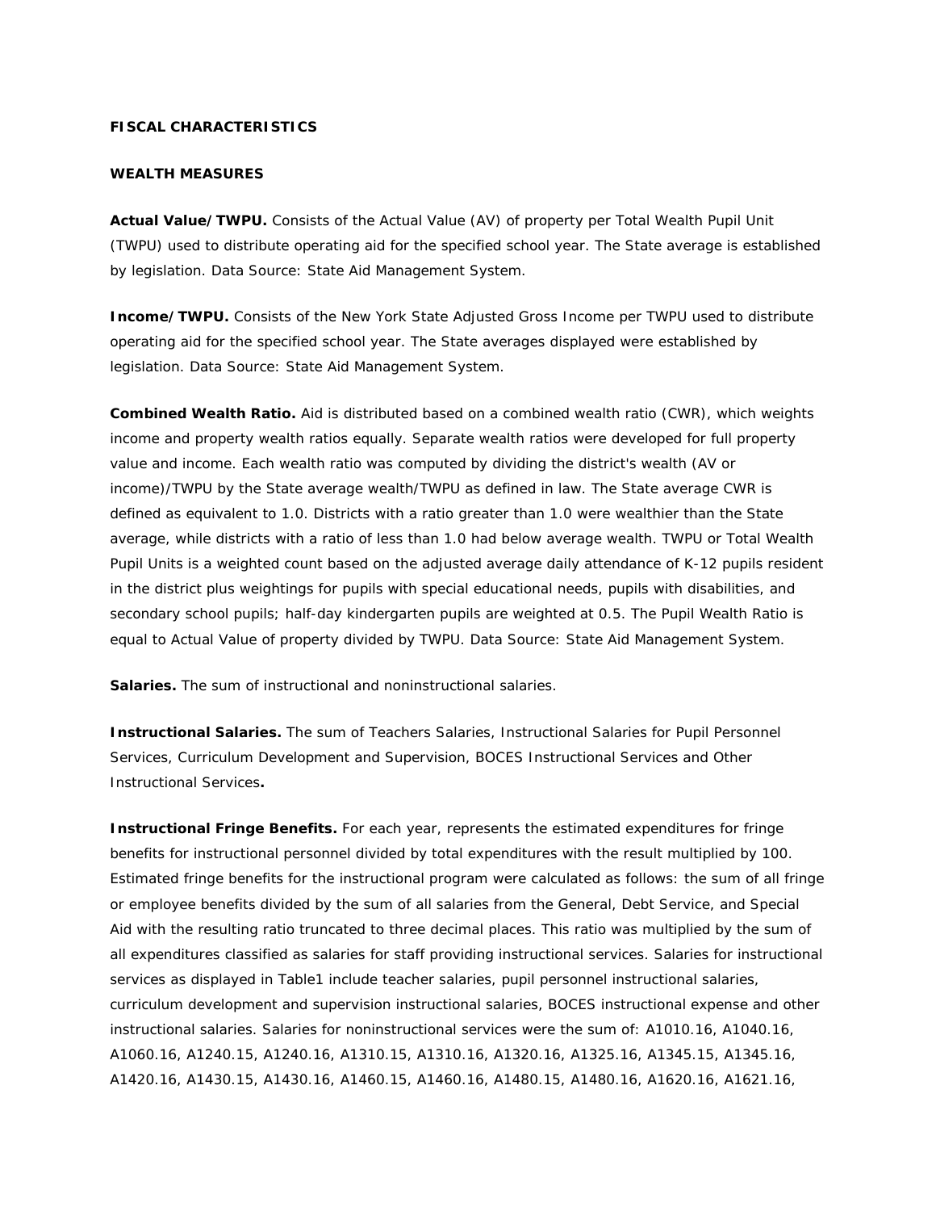**FISCAL CHARACTERISTICS**

**WEALTH MEASURES**

**Actual Value/TWPU.** Consists of the Actual Value (AV) of property per Total Wealth Pupil Unit (TWPU) used to distribute operating aid for the specified school year. The State average is established by legislation. Data Source: State Aid Management System.

**Income/TWPU.** Consists of the New York State Adjusted Gross Income per TWPU used to distribute operating aid for the specified school year. The State averages displayed were established by legislation. Data Source: State Aid Management System.

**Combined Wealth Ratio.** Aid is distributed based on a combined wealth ratio (CWR), which weights income and property wealth ratios equally. Separate wealth ratios were developed for full property value and income. Each wealth ratio was computed by dividing the district's wealth (AV or income)/TWPU by the State average wealth/TWPU as defined in law. The State average CWR is defined as equivalent to 1.0. Districts with a ratio greater than 1.0 were wealthier than the State average, while districts with a ratio of less than 1.0 had below average wealth. TWPU or Total Wealth Pupil Units is a weighted count based on the adjusted average daily attendance of K-12 pupils resident in the district plus weightings for pupils with special educational needs, pupils with disabilities, and secondary school pupils; half-day kindergarten pupils are weighted at 0.5. The Pupil Wealth Ratio is equal to Actual Value of property divided by TWPU. Data Source: State Aid Management System.

**Salaries.** The sum of instructional and noninstructional salaries.

**Instructional Salaries.** The sum of Teachers Salaries, Instructional Salaries for Pupil Personnel Services, Curriculum Development and Supervision, BOCES Instructional Services and Other Instructional Services**.**

**Instructional Fringe Benefits.** For each year, represents the estimated expenditures for fringe benefits for instructional personnel divided by total expenditures with the result multiplied by 100. Estimated fringe benefits for the instructional program were calculated as follows: the sum of all fringe or employee benefits divided by the sum of all salaries from the General, Debt Service, and Special Aid with the resulting ratio truncated to three decimal places. This ratio was multiplied by the sum of all expenditures classified as salaries for staff providing instructional services. Salaries for instructional services as displayed in Table1 include teacher salaries, pupil personnel instructional salaries, curriculum development and supervision instructional salaries, BOCES instructional expense and other instructional salaries. Salaries for noninstructional services were the sum of: A1010.16, A1040.16, A1060.16, A1240.15, A1240.16, A1310.15, A1310.16, A1320.16, A1325.16, A1345.15, A1345.16, A1420.16, A1430.15, A1430.16, A1460.15, A1460.16, A1480.15, A1480.16, A1620.16, A1621.16,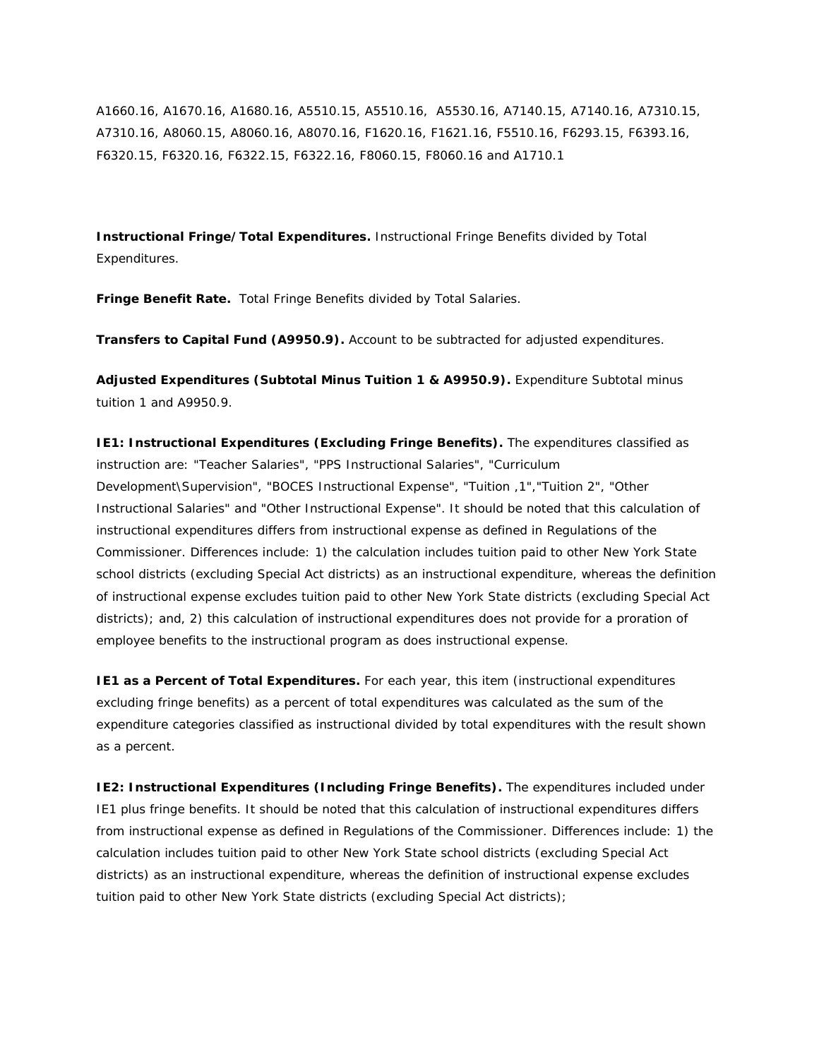A1660.16, A1670.16, A1680.16, A5510.15, A5510.16, A5530.16, A7140.15, A7140.16, A7310.15, A7310.16, A8060.15, A8060.16, A8070.16, F1620.16, F1621.16, F5510.16, F6293.15, F6393.16, F6320.15, F6320.16, F6322.15, F6322.16, F8060.15, F8060.16 and A1710.1

**Instructional Fringe/Total Expenditures.** Instructional Fringe Benefits divided by Total Expenditures.

**Fringe Benefit Rate.** Total Fringe Benefits divided by Total Salaries.

**Transfers to Capital Fund (A9950.9).** Account to be subtracted for adjusted expenditures.

**Adjusted Expenditures (Subtotal Minus Tuition 1 & A9950.9).** Expenditure Subtotal minus tuition 1 and A9950.9.

**IE1: Instructional Expenditures (Excluding Fringe Benefits).** The expenditures classified as instruction are: "Teacher Salaries", "PPS Instructional Salaries", "Curriculum Development\Supervision", "BOCES Instructional Expense", "Tuition ,1","Tuition 2", "Other Instructional Salaries" and "Other Instructional Expense". It should be noted that this calculation of instructional expenditures differs from instructional expense as defined in Regulations of the Commissioner. Differences include: 1) the calculation includes tuition paid to other New York State school districts (excluding Special Act districts) as an instructional expenditure, whereas the definition of instructional expense excludes tuition paid to other New York State districts (excluding Special Act districts); and, 2) this calculation of instructional expenditures does not provide for a proration of employee benefits to the instructional program as does instructional expense.

**IE1 as a Percent of Total Expenditures.** For each year, this item (instructional expenditures excluding fringe benefits) as a percent of total expenditures was calculated as the sum of the expenditure categories classified as instructional divided by total expenditures with the result shown as a percent.

**IE2: Instructional Expenditures (Including Fringe Benefits).** The expenditures included under IE1 plus fringe benefits. It should be noted that this calculation of instructional expenditures differs from instructional expense as defined in Regulations of the Commissioner. Differences include: 1) the calculation includes tuition paid to other New York State school districts (excluding Special Act districts) as an instructional expenditure, whereas the definition of instructional expense excludes tuition paid to other New York State districts (excluding Special Act districts);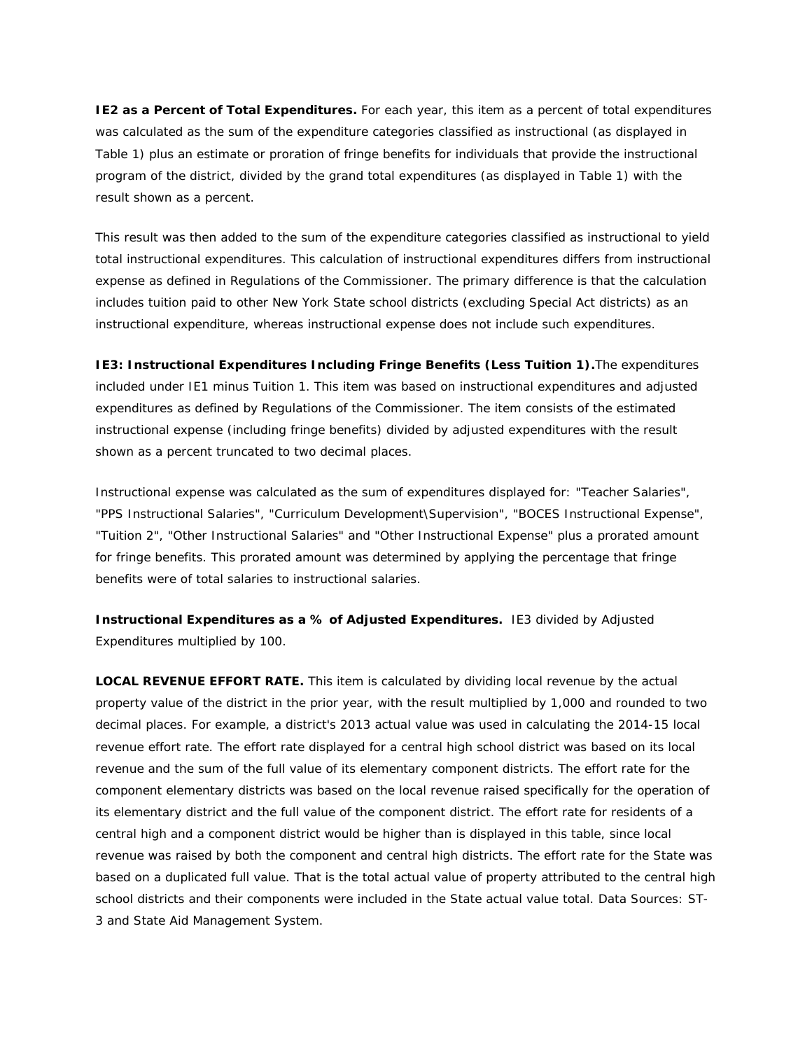**IE2 as a Percent of Total Expenditures.** For each year, this item as a percent of total expenditures was calculated as the sum of the expenditure categories classified as instructional (as displayed in Table 1) plus an estimate or proration of fringe benefits for individuals that provide the instructional program of the district, divided by the grand total expenditures (as displayed in Table 1) with the result shown as a percent.

This result was then added to the sum of the expenditure categories classified as instructional to yield total instructional expenditures. This calculation of instructional expenditures differs from instructional expense as defined in Regulations of the Commissioner. The primary difference is that the calculation includes tuition paid to other New York State school districts (excluding Special Act districts) as an instructional expenditure, whereas instructional expense does not include such expenditures.

**IE3: Instructional Expenditures Including Fringe Benefits (Less Tuition 1).** The expenditures included under IE1 minus Tuition 1. This item was based on instructional expenditures and adjusted expenditures as defined by Regulations of the Commissioner. The item consists of the estimated instructional expense (including fringe benefits) divided by adjusted expenditures with the result shown as a percent truncated to two decimal places.

Instructional expense was calculated as the sum of expenditures displayed for: "Teacher Salaries", "PPS Instructional Salaries", "Curriculum Development\Supervision", "BOCES Instructional Expense", "Tuition 2", "Other Instructional Salaries" and "Other Instructional Expense" plus a prorated amount for fringe benefits. This prorated amount was determined by applying the percentage that fringe benefits were of total salaries to instructional salaries.

**Instructional Expenditures as a % of Adjusted Expenditures.** IE3 divided by Adjusted Expenditures multiplied by 100.

**LOCAL REVENUE EFFORT RATE.** This item is calculated by dividing local revenue by the actual property value of the district in the prior year, with the result multiplied by 1,000 and rounded to two decimal places. For example, a district's 2013 actual value was used in calculating the 2014-15 local revenue effort rate. The effort rate displayed for a central high school district was based on its local revenue and the sum of the full value of its elementary component districts. The effort rate for the component elementary districts was based on the local revenue raised specifically for the operation of its elementary district and the full value of the component district. The effort rate for residents of a central high and a component district would be higher than is displayed in this table, since local revenue was raised by both the component and central high districts. The effort rate for the State was based on a duplicated full value. That is the total actual value of property attributed to the central high school districts and their components were included in the State actual value total. Data Sources: ST-3 and State Aid Management System.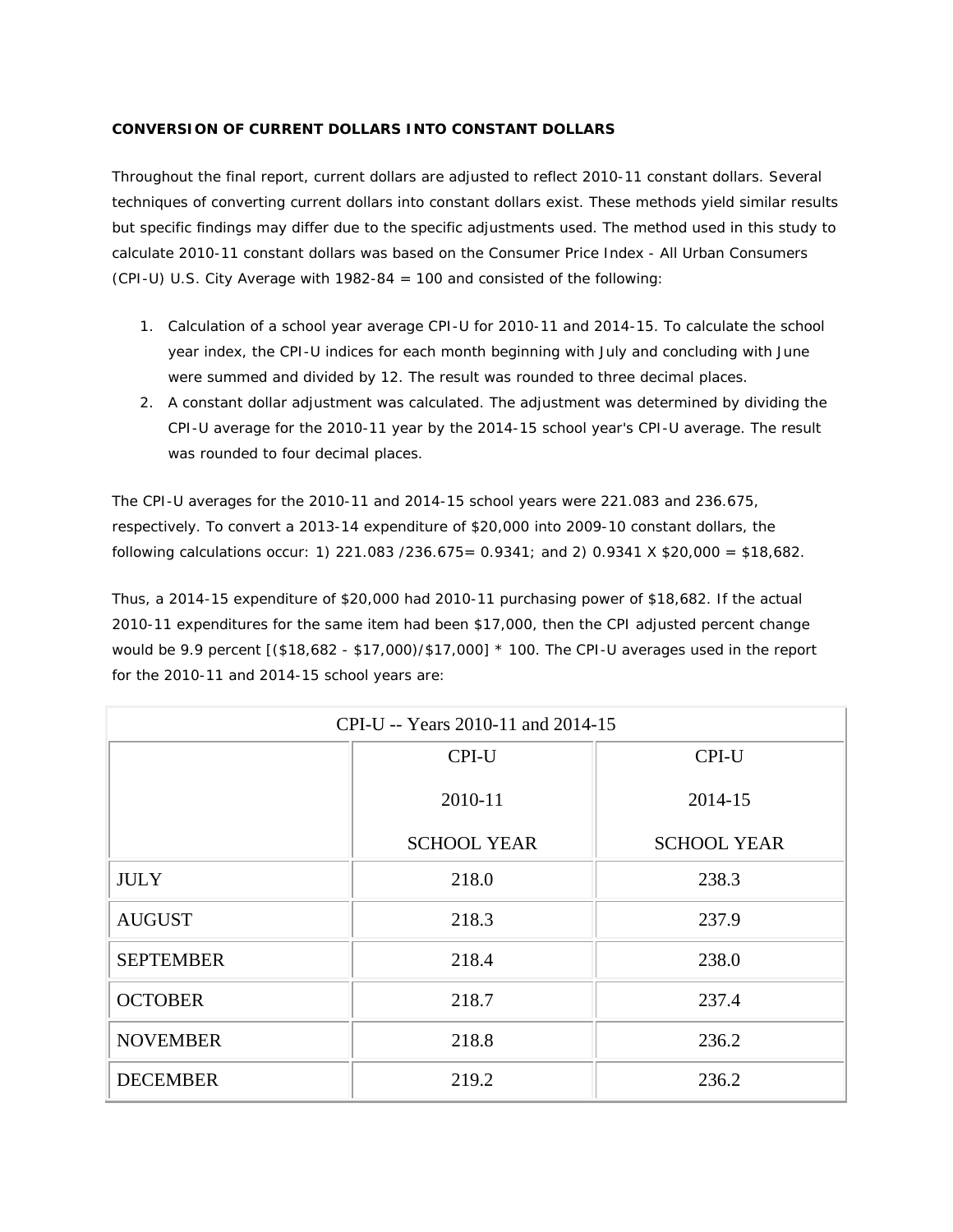**CONVERSION OF CURRENT DOLLARS INTO CONSTANT DOLLARS**

Throughout the final report, current dollars are adjusted to reflect 2010-11 constant dollars. Several techniques of converting current dollars into constant dollars exist. These methods yield similar results but specific findings may differ due to the specific adjustments used. The method used in this study to calculate 2010-11 constant dollars was based on the Consumer Price Index - All Urban Consumers (CPI-U) U.S. City Average with 1982-84 = 100 and consisted of the following:

1. Calculation of a school year average CPI-U for 2010-11 and 2014-15. To calculate the school year index, the CPI-U indices for each month beginning with July and concluding with June were summed and divided by 12. The result was rounded to three decimal places.
2. A constant dollar adjustment was calculated. The adjustment was determined by dividing the CPI-U average for the 2010-11 year by the 2014-15 school year's CPI-U average. The result was rounded to four decimal places.

The CPI-U averages for the 2010-11 and 2014-15 school years were 221.083 and 236.675, respectively. To convert a 2013-14 expenditure of $20,000 into 2009-10 constant dollars, the following calculations occur: 1) 221.083 /236.675= 0.9341; and 2) 0.9341 X $20,000 = $18,682.

Thus, a 2014-15 expenditure of $20,000 had 2010-11 purchasing power of $18,682. If the actual 2010-11 expenditures for the same item had been $17,000, then the CPI adjusted percent change would be 9.9 percent [($18,682 - $17,000)/$17,000] * 100. The CPI-U averages used in the report for the 2010-11 and 2014-15 school years are:

| CPI-U -- Years 2010-11 and 2014-15 | | |
|---|---|---|
| | CPI-U 2010-11 SCHOOL YEAR | CPI-U 2014-15 SCHOOL YEAR |
| JULY | 218.0 | 238.3 |
| AUGUST | 218.3 | 237.9 |
| SEPTEMBER | 218.4 | 238.0 |
| OCTOBER | 218.7 | 237.4 |
| NOVEMBER | 218.8 | 236.2 |
| DECEMBER | 219.2 | 236.2 |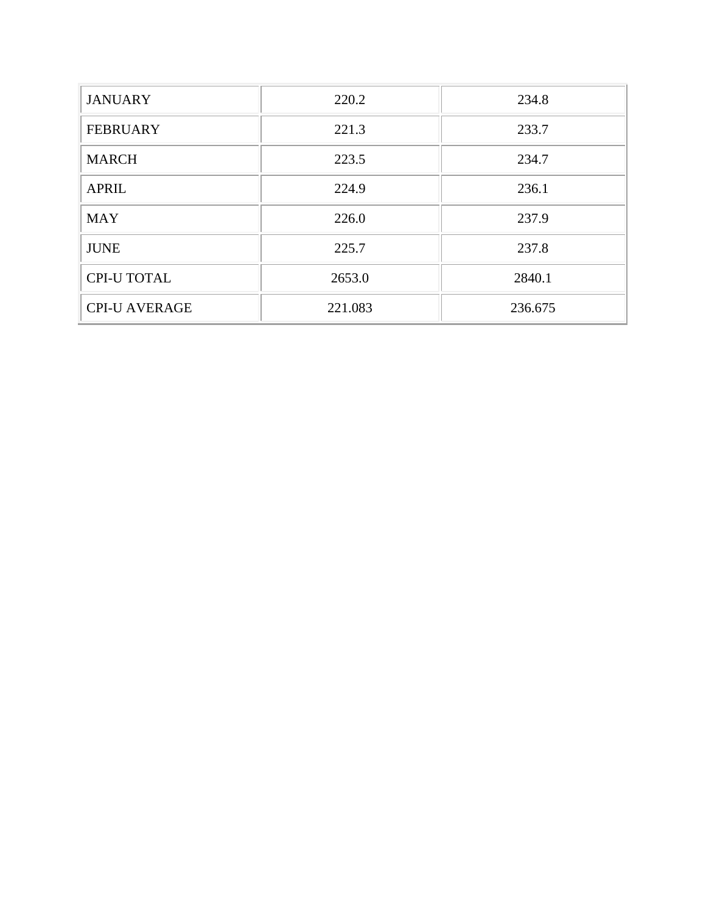| | | |
|---|---|---|
| JANUARY | 220.2 | 234.8 |
| FEBRUARY | 221.3 | 233.7 |
| MARCH | 223.5 | 234.7 |
| APRIL | 224.9 | 236.1 |
| MAY | 226.0 | 237.9 |
| JUNE | 225.7 | 237.8 |
| CPI-U TOTAL | 2653.0 | 2840.1 |
| CPI-U AVERAGE | 221.083 | 236.675 |